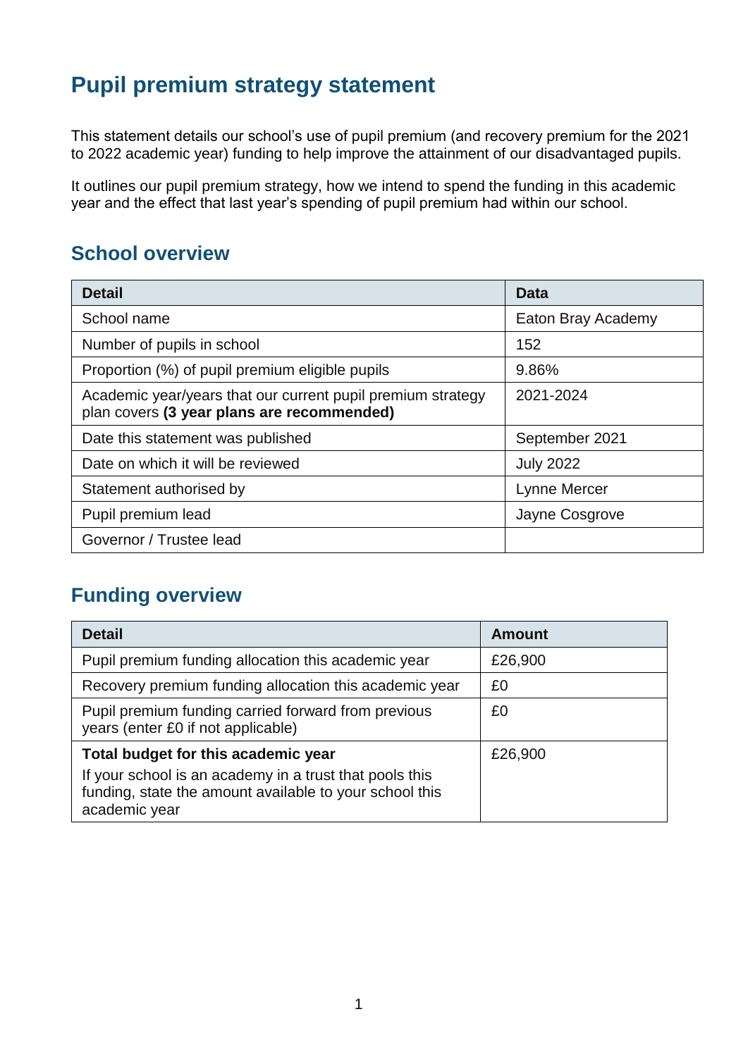# Pupil premium strategy statement

This statement details our school's use of pupil premium (and recovery premium for the 2021 to 2022 academic year) funding to help improve the attainment of our disadvantaged pupils.

It outlines our pupil premium strategy, how we intend to spend the funding in this academic year and the effect that last year's spending of pupil premium had within our school.

## School overview

| Detail | Data |
| --- | --- |
| School name | Eaton Bray Academy |
| Number of pupils in school | 152 |
| Proportion (%) of pupil premium eligible pupils | 9.86% |
| Academic year/years that our current pupil premium strategy plan covers **(3 year plans are recommended)** | 2021-2024 |
| Date this statement was published | September 2021 |
| Date on which it will be reviewed | July 2022 |
| Statement authorised by | Lynne Mercer |
| Pupil premium lead | Jayne Cosgrove |
| Governor / Trustee lead | |

## Funding overview

| Detail | Amount |
| --- | --- |
| Pupil premium funding allocation this academic year | £26,900 |
| Recovery premium funding allocation this academic year | £0 |
| Pupil premium funding carried forward from previous years (enter £0 if not applicable) | £0 |
| **Total budget for this academic year** If your school is an academy in a trust that pools this funding, state the amount available to your school this academic year | £26,900 |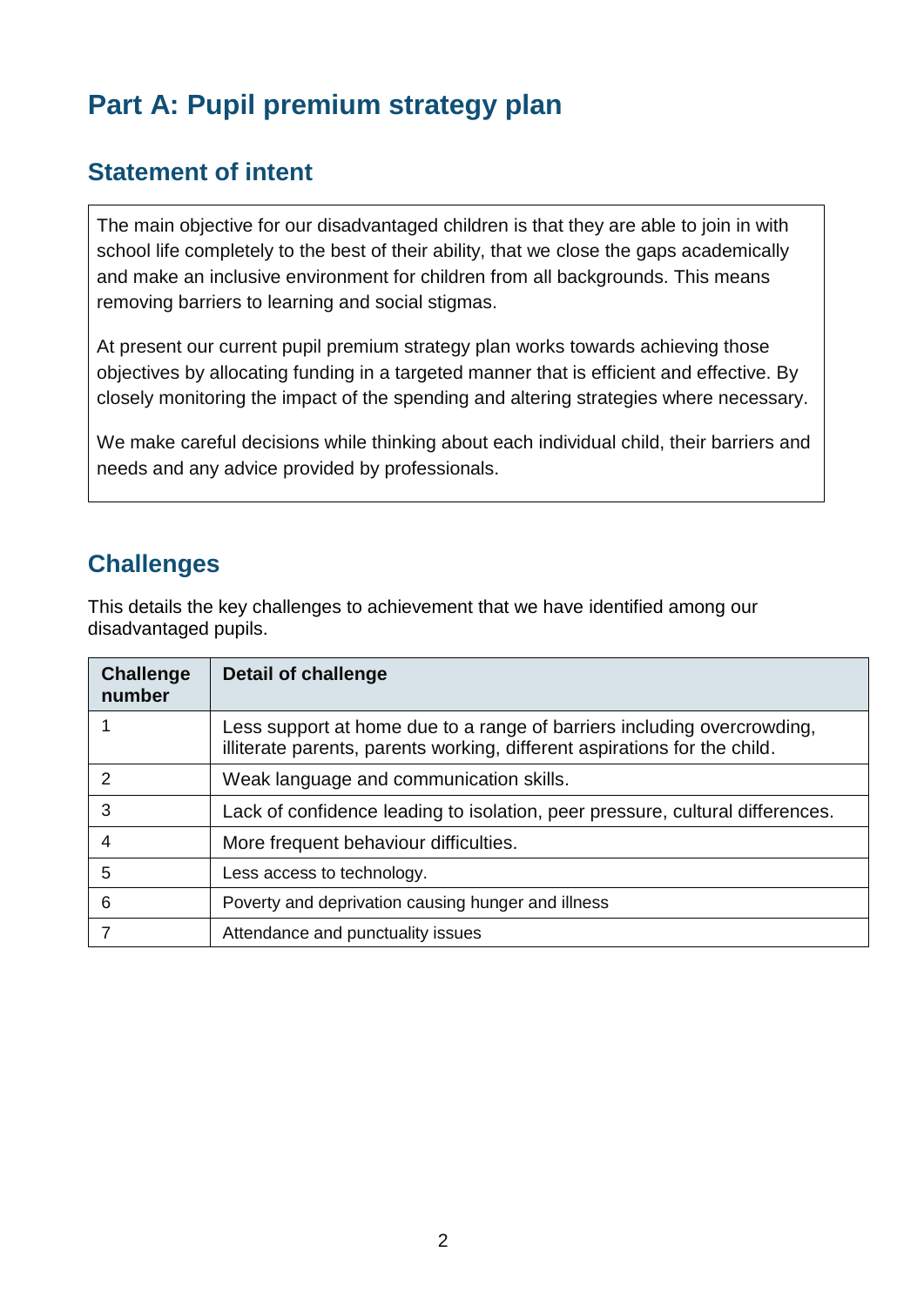# Part A: Pupil premium strategy plan

## Statement of intent

The main objective for our disadvantaged children is that they are able to join in with school life completely to the best of their ability, that we close the gaps academically and make an inclusive environment for children from all backgrounds. This means removing barriers to learning and social stigmas.

At present our current pupil premium strategy plan works towards achieving those objectives by allocating funding in a targeted manner that is efficient and effective. By closely monitoring the impact of the spending and altering strategies where necessary.

We make careful decisions while thinking about each individual child, their barriers and needs and any advice provided by professionals.

## Challenges

This details the key challenges to achievement that we have identified among our disadvantaged pupils.

| Challenge number | Detail of challenge |
|---|---|
| 1 | Less support at home due to a range of barriers including overcrowding, illiterate parents, parents working, different aspirations for the child. |
| 2 | Weak language and communication skills. |
| 3 | Lack of confidence leading to isolation, peer pressure, cultural differences. |
| 4 | More frequent behaviour difficulties. |
| 5 | Less access to technology. |
| 6 | Poverty and deprivation causing hunger and illness |
| 7 | Attendance and punctuality issues |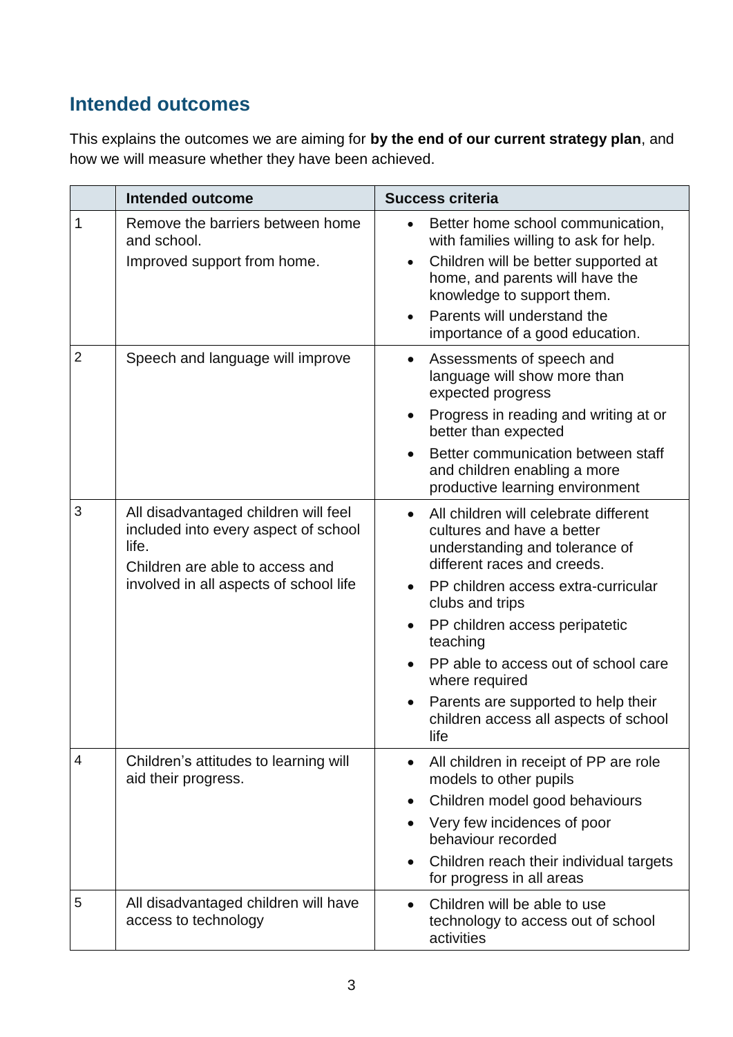## Intended outcomes

This explains the outcomes we are aiming for **by the end of our current strategy plan**, and how we will measure whether they have been achieved.

| | Intended outcome | Success criteria |
|---|---|---|
| 1 | Remove the barriers between home and school.<br>Improved support from home. | • Better home school communication, with families willing to ask for help.<br>• Children will be better supported at home, and parents will have the knowledge to support them.<br>• Parents will understand the importance of a good education. |
| 2 | Speech and language will improve | • Assessments of speech and language will show more than expected progress<br>• Progress in reading and writing at or better than expected<br>• Better communication between staff and children enabling a more productive learning environment |
| 3 | All disadvantaged children will feel included into every aspect of school life.<br>Children are able to access and involved in all aspects of school life | • All children will celebrate different cultures and have a better understanding and tolerance of different races and creeds.<br>• PP children access extra-curricular clubs and trips<br>• PP children access peripatetic teaching<br>• PP able to access out of school care where required<br>• Parents are supported to help their children access all aspects of school life |
| 4 | Children's attitudes to learning will aid their progress. | • All children in receipt of PP are role models to other pupils<br>• Children model good behaviours<br>• Very few incidences of poor behaviour recorded<br>• Children reach their individual targets for progress in all areas |
| 5 | All disadvantaged children will have access to technology | • Children will be able to use technology to access out of school activities |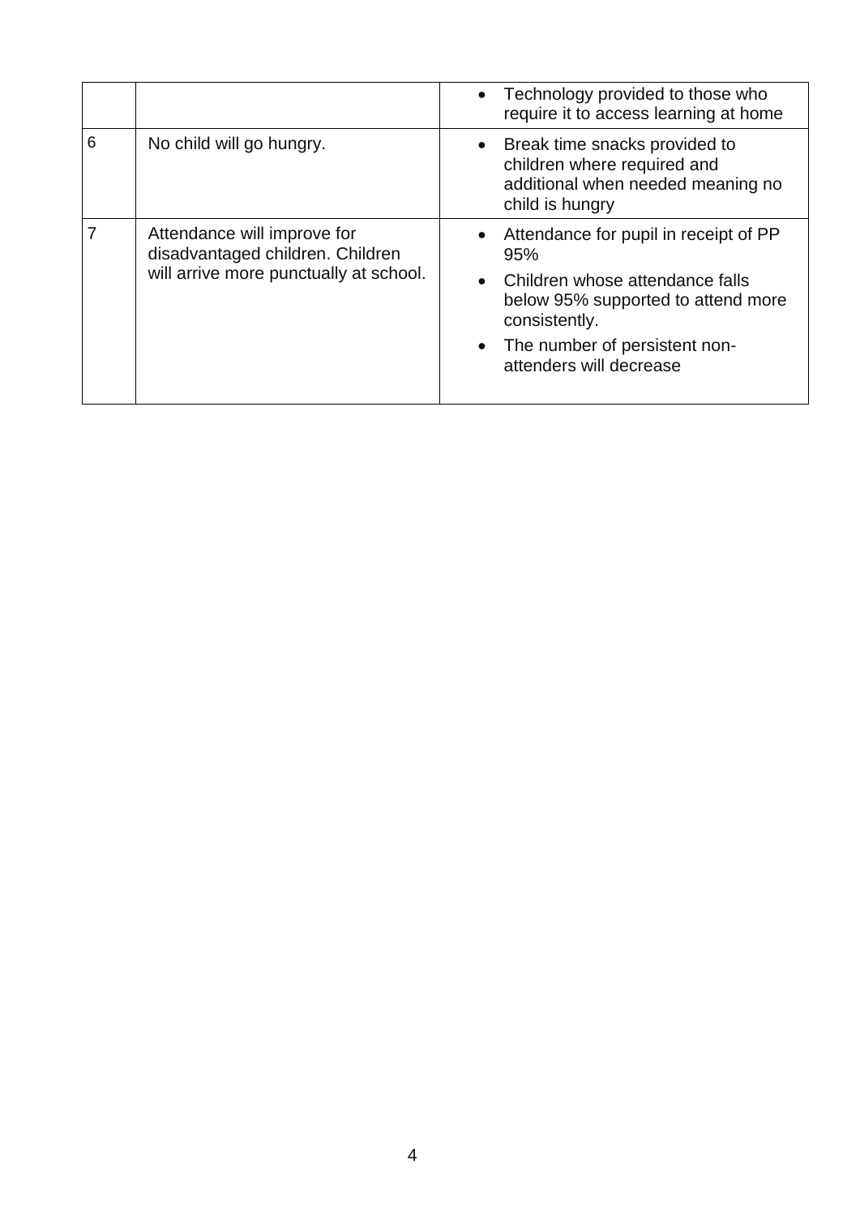| | | |
|---|---|---|
| | | • Technology provided to those who require it to access learning at home |
| 6 | No child will go hungry. | • Break time snacks provided to children where required and additional when needed meaning no child is hungry |
| 7 | Attendance will improve for disadvantaged children. Children will arrive more punctually at school. | • Attendance for pupil in receipt of PP 95%<br>• Children whose attendance falls below 95% supported to attend more consistently.<br>• The number of persistent non-attenders will decrease |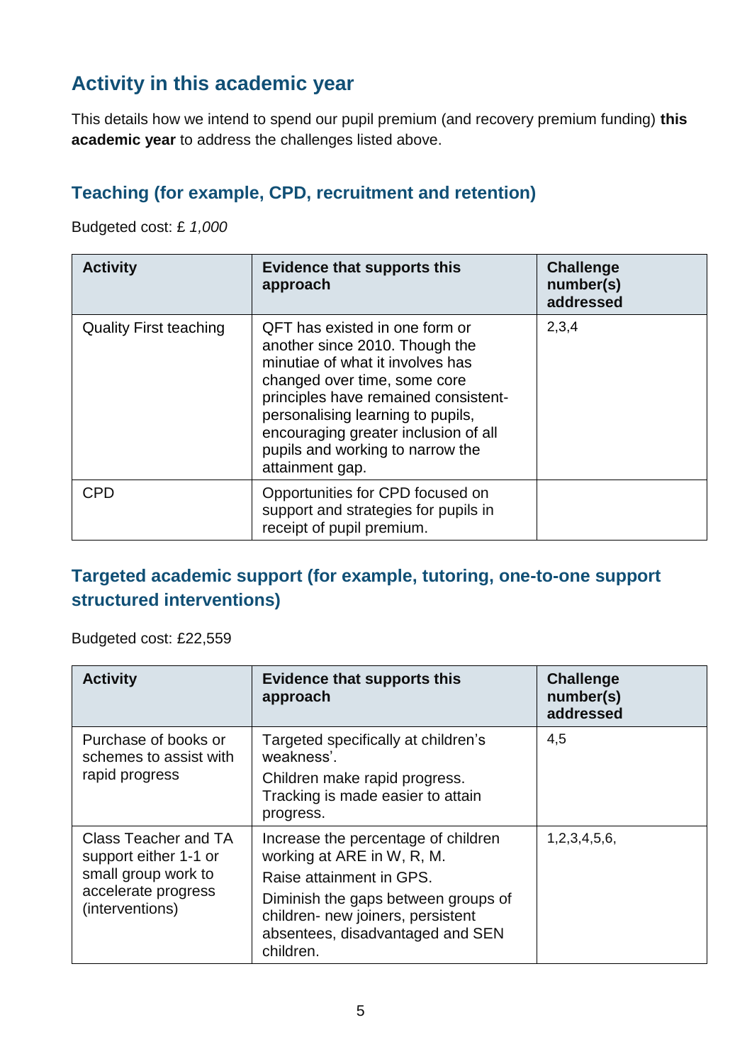## Activity in this academic year

This details how we intend to spend our pupil premium (and recovery premium funding) **this academic year** to address the challenges listed above.

### Teaching (for example, CPD, recruitment and retention)

Budgeted cost: £ *1,000*

| Activity | Evidence that supports this approach | Challenge number(s) addressed |
|---|---|---|
| Quality First teaching | QFT has existed in one form or another since 2010. Though the minutiae of what it involves has changed over time, some core principles have remained consistent- personalising learning to pupils, encouraging greater inclusion of all pupils and working to narrow the attainment gap. | 2,3,4 |
| CPD | Opportunities for CPD focused on support and strategies for pupils in receipt of pupil premium. | |

### Targeted academic support (for example, tutoring, one-to-one support structured interventions)

Budgeted cost: £22,559

| Activity | Evidence that supports this approach | Challenge number(s) addressed |
|---|---|---|
| Purchase of books or schemes to assist with rapid progress | Targeted specifically at children's weakness'.<br>Children make rapid progress. Tracking is made easier to attain progress. | 4,5 |
| Class Teacher and TA support either 1-1 or small group work to accelerate progress (interventions) | Increase the percentage of children working at ARE in W, R, M.<br>Raise attainment in GPS.<br>Diminish the gaps between groups of children- new joiners, persistent absentees, disadvantaged and SEN children. | 1,2,3,4,5,6, |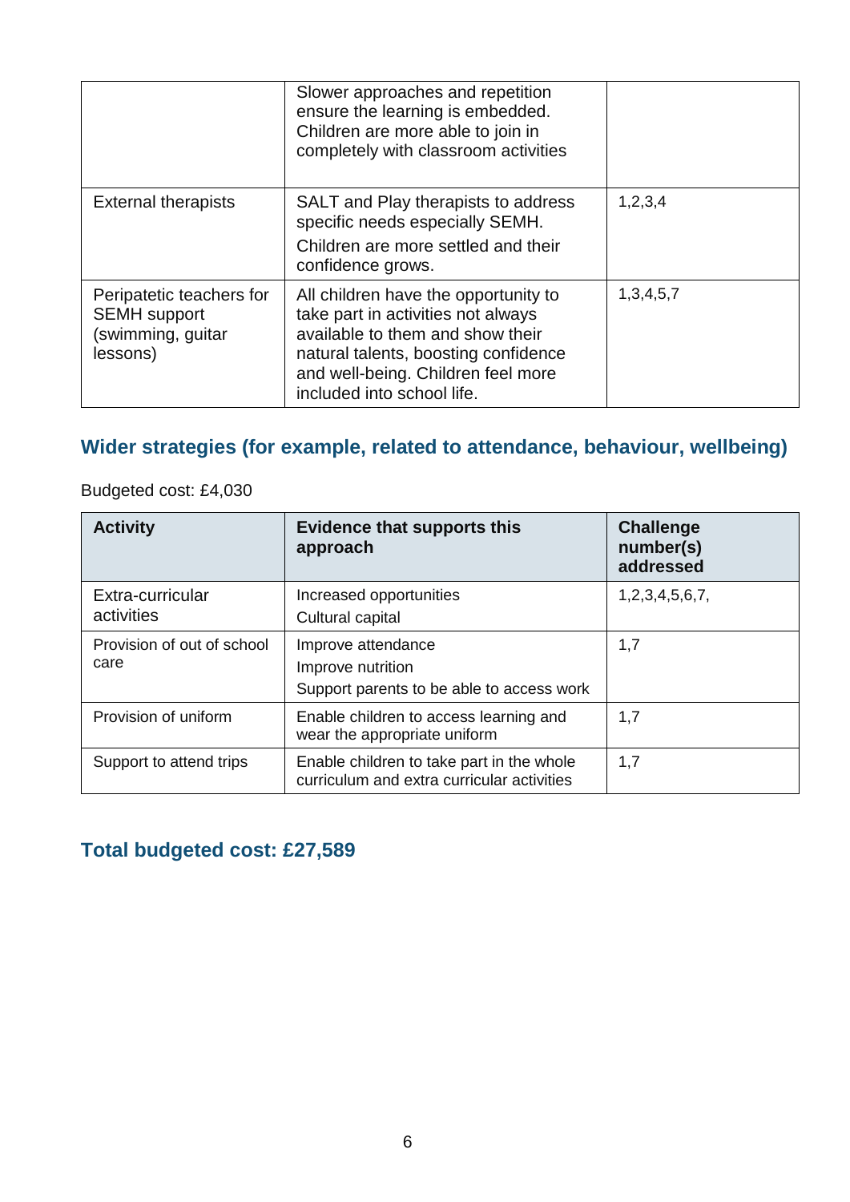| | | |
|---|---|---|
| | Slower approaches and repetition ensure the learning is embedded. Children are more able to join in completely with classroom activities | |
| External therapists | SALT and Play therapists to address specific needs especially SEMH. Children are more settled and their confidence grows. | 1,2,3,4 |
| Peripatetic teachers for SEMH support (swimming, guitar lessons) | All children have the opportunity to take part in activities not always available to them and show their natural talents, boosting confidence and well-being. Children feel more included into school life. | 1,3,4,5,7 |

## Wider strategies (for example, related to attendance, behaviour, wellbeing)

Budgeted cost: £4,030

| Activity | Evidence that supports this approach | Challenge number(s) addressed |
|---|---|---|
| Extra-curricular activities | Increased opportunities<br>Cultural capital | 1,2,3,4,5,6,7, |
| Provision of out of school care | Improve attendance<br>Improve nutrition<br>Support parents to be able to access work | 1,7 |
| Provision of uniform | Enable children to access learning and wear the appropriate uniform | 1,7 |
| Support to attend trips | Enable children to take part in the whole curriculum and extra curricular activities | 1,7 |

## Total budgeted cost: £27,589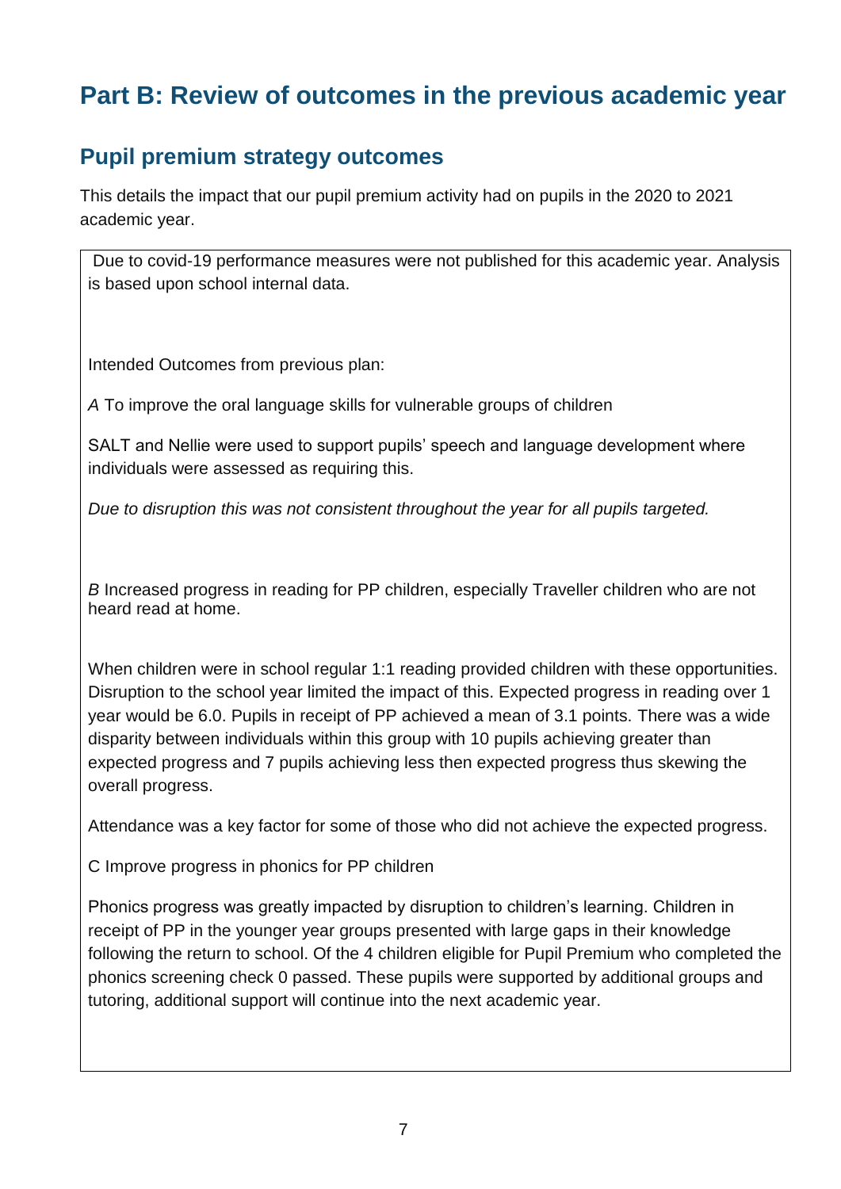# Part B: Review of outcomes in the previous academic year

## Pupil premium strategy outcomes

This details the impact that our pupil premium activity had on pupils in the 2020 to 2021 academic year.

Due to covid-19 performance measures were not published for this academic year. Analysis is based upon school internal data.

Intended Outcomes from previous plan:

*A* To improve the oral language skills for vulnerable groups of children

SALT and Nellie were used to support pupils' speech and language development where individuals were assessed as requiring this.

*Due to disruption this was not consistent throughout the year for all pupils targeted.*

*B* Increased progress in reading for PP children, especially Traveller children who are not heard read at home.

When children were in school regular 1:1 reading provided children with these opportunities. Disruption to the school year limited the impact of this. Expected progress in reading over 1 year would be 6.0. Pupils in receipt of PP achieved a mean of 3.1 points. There was a wide disparity between individuals within this group with 10 pupils achieving greater than expected progress and 7 pupils achieving less then expected progress thus skewing the overall progress.

Attendance was a key factor for some of those who did not achieve the expected progress.

C Improve progress in phonics for PP children

Phonics progress was greatly impacted by disruption to children's learning. Children in receipt of PP in the younger year groups presented with large gaps in their knowledge following the return to school. Of the 4 children eligible for Pupil Premium who completed the phonics screening check 0 passed. These pupils were supported by additional groups and tutoring, additional support will continue into the next academic year.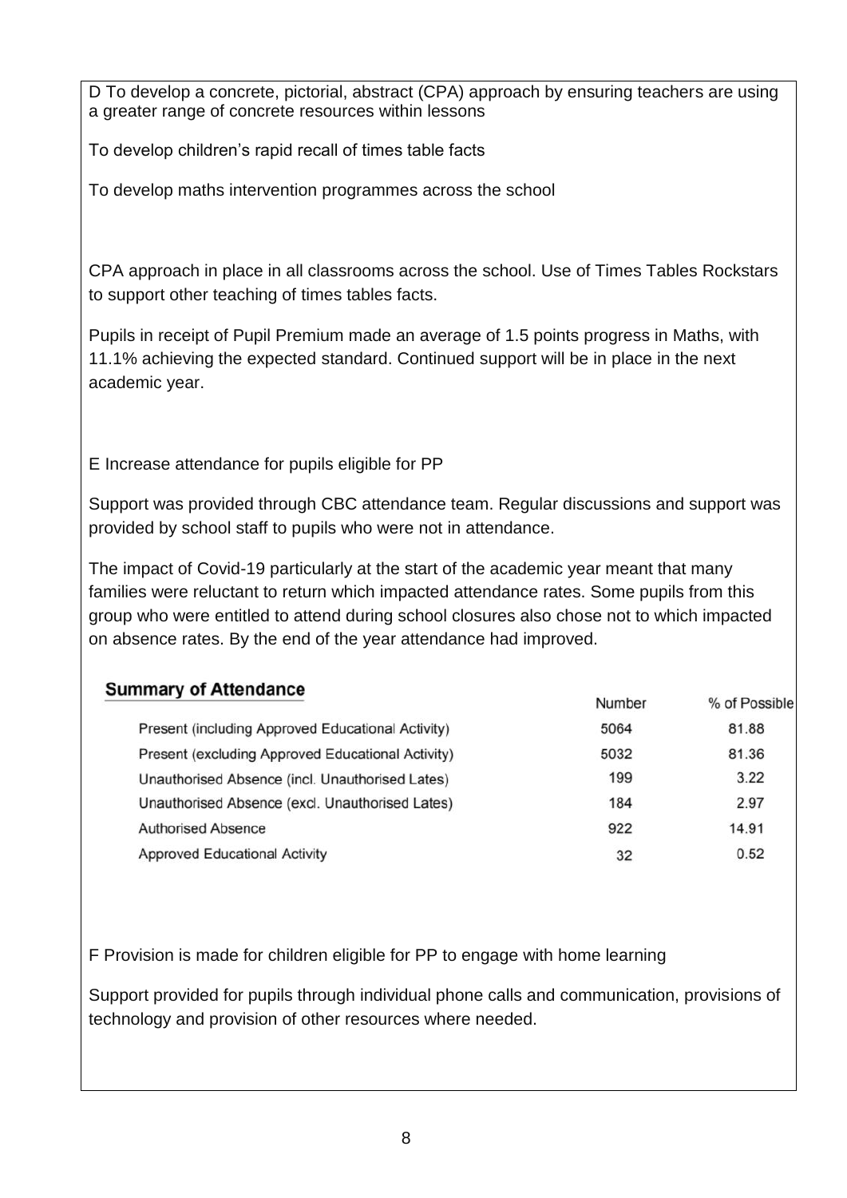D To develop a concrete, pictorial, abstract (CPA) approach by ensuring teachers are using a greater range of concrete resources within lessons

To develop children's rapid recall of times table facts

To develop maths intervention programmes across the school

CPA approach in place in all classrooms across the school. Use of Times Tables Rockstars to support other teaching of times tables facts.

Pupils in receipt of Pupil Premium made an average of 1.5 points progress in Maths, with 11.1% achieving the expected standard. Continued support will be in place in the next academic year.

E Increase attendance for pupils eligible for PP

Support was provided through CBC attendance team. Regular discussions and support was provided by school staff to pupils who were not in attendance.

The impact of Covid-19 particularly at the start of the academic year meant that many families were reluctant to return which impacted attendance rates. Some pupils from this group who were entitled to attend during school closures also chose not to which impacted on absence rates. By the end of the year attendance had improved.

**Summary of Attendance**

| | Number | % of Possible |
|---|---|---|
| Present (including Approved Educational Activity) | 5064 | 81.88 |
| Present (excluding Approved Educational Activity) | 5032 | 81.36 |
| Unauthorised Absence (incl. Unauthorised Lates) | 199 | 3.22 |
| Unauthorised Absence (excl. Unauthorised Lates) | 184 | 2.97 |
| Authorised Absence | 922 | 14.91 |
| Approved Educational Activity | 32 | 0.52 |

F Provision is made for children eligible for PP to engage with home learning

Support provided for pupils through individual phone calls and communication, provisions of technology and provision of other resources where needed.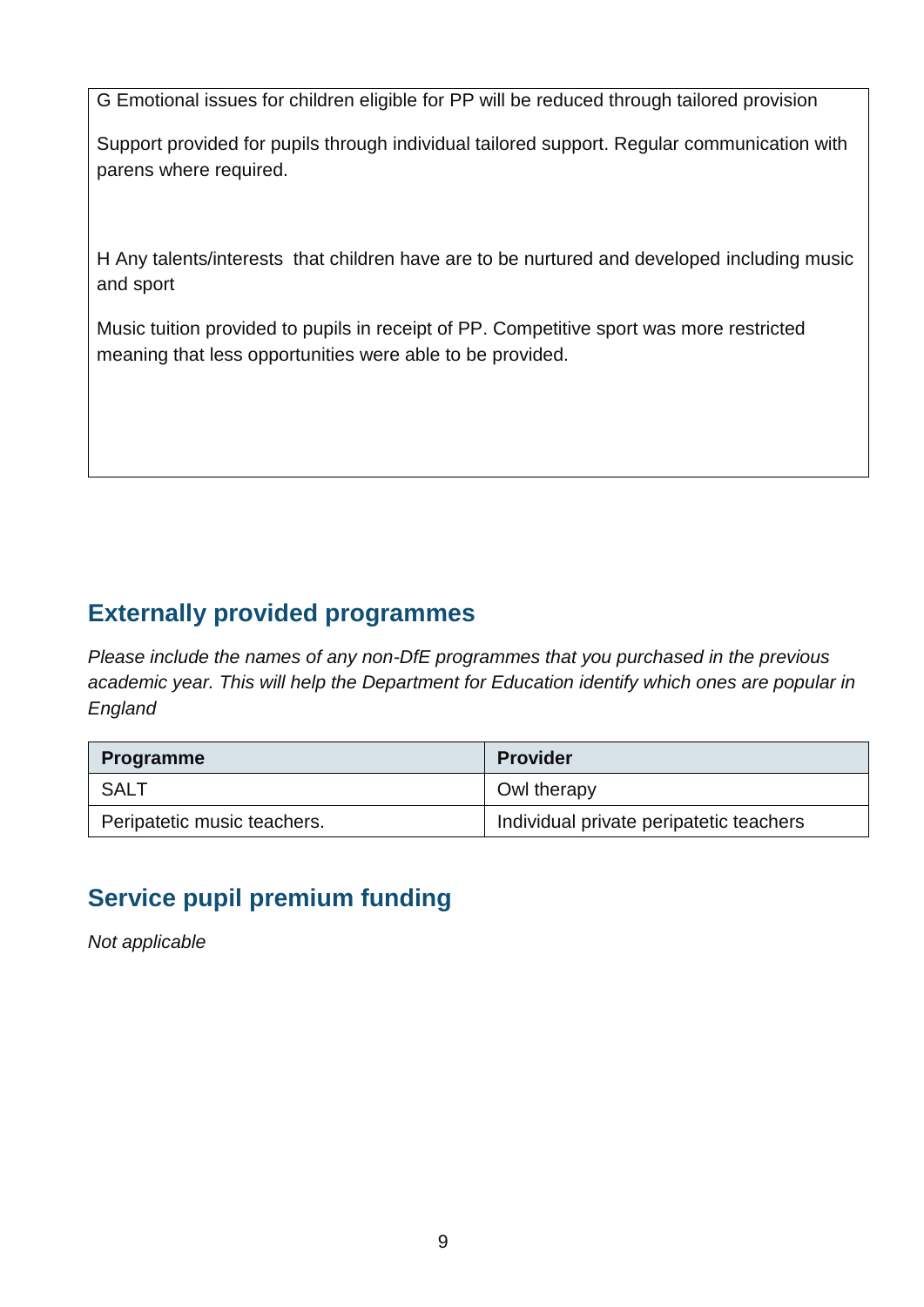G Emotional issues for children eligible for PP will be reduced through tailored provision

Support provided for pupils through individual tailored support. Regular communication with parens where required.

H Any talents/interests  that children have are to be nurtured and developed including music and sport

Music tuition provided to pupils in receipt of PP. Competitive sport was more restricted meaning that less opportunities were able to be provided.

## Externally provided programmes

*Please include the names of any non-DfE programmes that you purchased in the previous academic year. This will help the Department for Education identify which ones are popular in England*

| Programme | Provider |
|---|---|
| SALT | Owl therapy |
| Peripatetic music teachers. | Individual private peripatetic teachers |

## Service pupil premium funding

*Not applicable*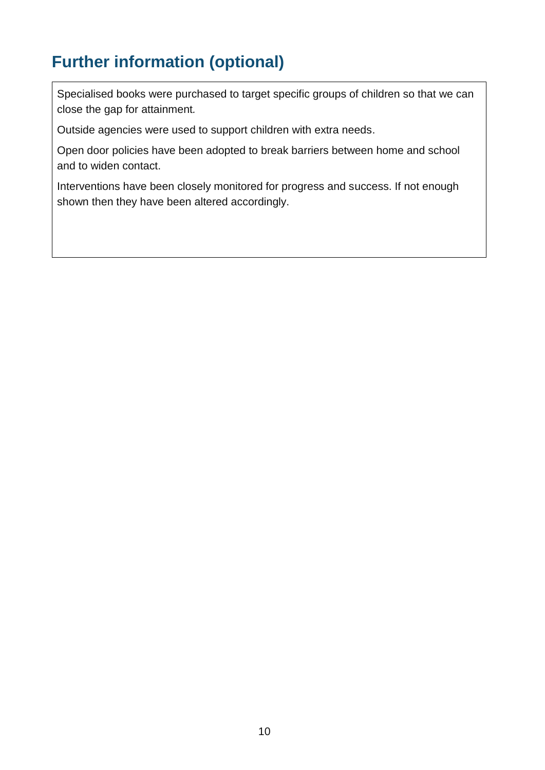## Further information (optional)

Specialised books were purchased to target specific groups of children so that we can close the gap for attainment.

Outside agencies were used to support children with extra needs.

Open door policies have been adopted to break barriers between home and school and to widen contact.

Interventions have been closely monitored for progress and success. If not enough shown then they have been altered accordingly.